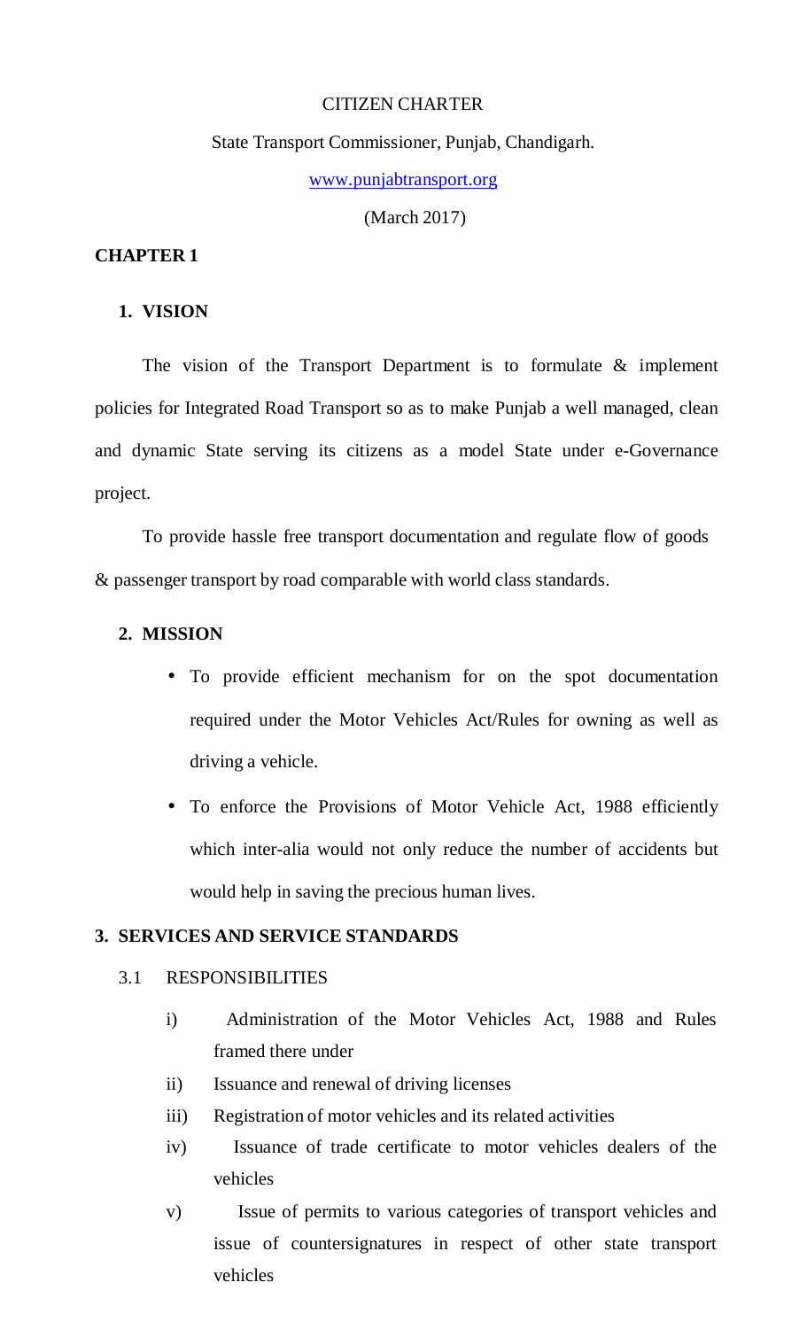CITIZEN CHARTER

State Transport Commissioner, Punjab, Chandigarh.

www.punjabtransport.org

(March 2017)

## CHAPTER 1

### 1. VISION

The vision of the Transport Department is to formulate & implement policies for Integrated Road Transport so as to make Punjab a well managed, clean and dynamic State serving its citizens as a model State under e-Governance project.

To provide hassle free transport documentation and regulate flow of goods & passenger transport by road comparable with world class standards.

### 2. MISSION

- To provide efficient mechanism for on the spot documentation required under the Motor Vehicles Act/Rules for owning as well as driving a vehicle.
- To enforce the Provisions of Motor Vehicle Act, 1988 efficiently which inter-alia would not only reduce the number of accidents but would help in saving the precious human lives.

### 3. SERVICES AND SERVICE STANDARDS

3.1 RESPONSIBILITIES

i) Administration of the Motor Vehicles Act, 1988 and Rules framed there under

ii) Issuance and renewal of driving licenses

iii) Registration of motor vehicles and its related activities

iv) Issuance of trade certificate to motor vehicles dealers of the vehicles

v) Issue of permits to various categories of transport vehicles and issue of countersignatures in respect of other state transport vehicles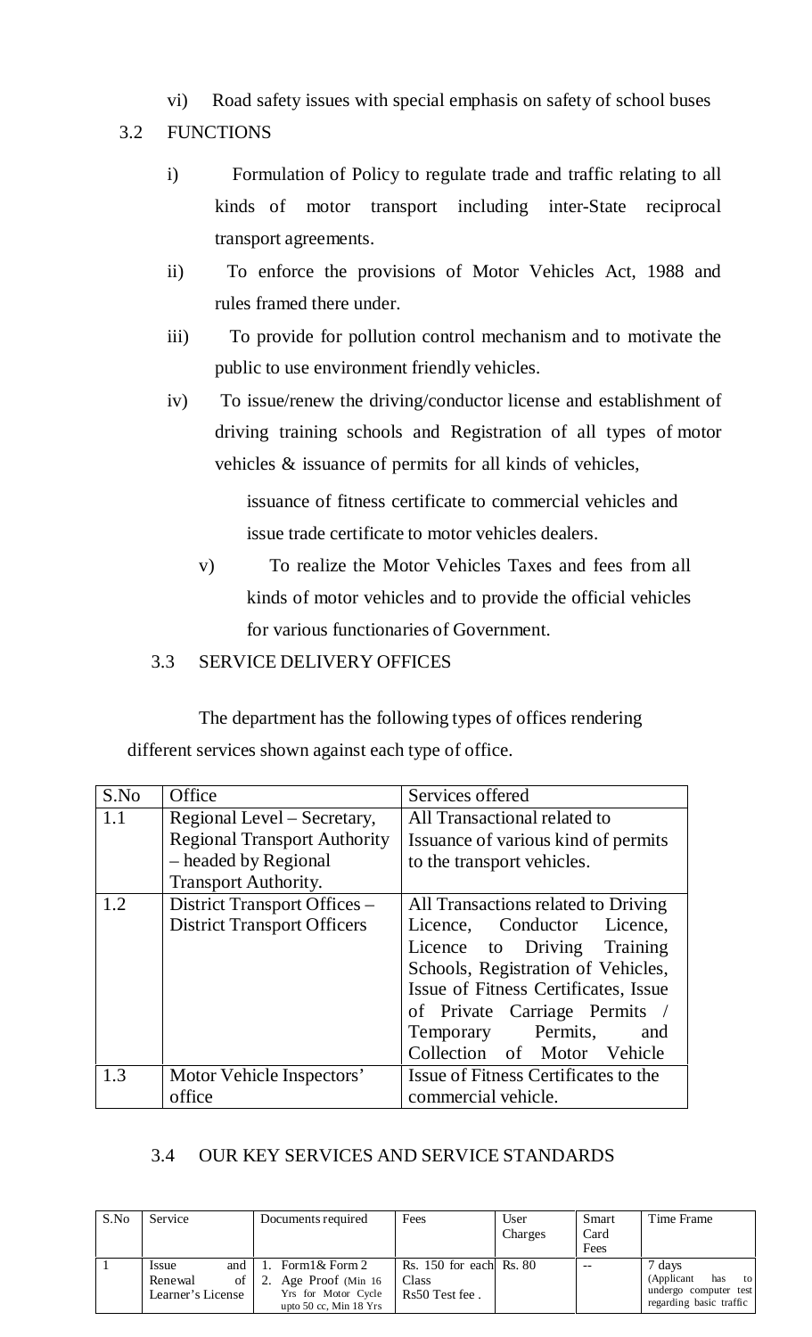vi) Road safety issues with special emphasis on safety of school buses

## 3.2 FUNCTIONS

i) Formulation of Policy to regulate trade and traffic relating to all kinds of motor transport including inter-State reciprocal transport agreements.

ii) To enforce the provisions of Motor Vehicles Act, 1988 and rules framed there under.

iii) To provide for pollution control mechanism and to motivate the public to use environment friendly vehicles.

iv) To issue/renew the driving/conductor license and establishment of driving training schools and Registration of all types of motor vehicles & issuance of permits for all kinds of vehicles,

issuance of fitness certificate to commercial vehicles and issue trade certificate to motor vehicles dealers.

v) To realize the Motor Vehicles Taxes and fees from all kinds of motor vehicles and to provide the official vehicles for various functionaries of Government.

## 3.3 SERVICE DELIVERY OFFICES

The department has the following types of offices rendering different services shown against each type of office.

| S.No | Office | Services offered |
|---|---|---|
| 1.1 | Regional Level – Secretary, Regional Transport Authority – headed by Regional Transport Authority. | All Transactional related to Issuance of various kind of permits to the transport vehicles. |
| 1.2 | District Transport Offices – District Transport Officers | All Transactions related to Driving Licence, Conductor Licence, Licence to Driving Training Schools, Registration of Vehicles, Issue of Fitness Certificates, Issue of Private Carriage Permits / Temporary Permits, and Collection of Motor Vehicle |
| 1.3 | Motor Vehicle Inspectors' office | Issue of Fitness Certificates to the commercial vehicle. |

## 3.4 OUR KEY SERVICES AND SERVICE STANDARDS

| S.No | Service | Documents required | Fees | User Charges | Smart Card Fees | Time Frame |
|---|---|---|---|---|---|---|
| 1 | Issue and Renewal of Learner's License | 1. Form1& Form 2<br>2. Age Proof (Min 16 Yrs for Motor Cycle upto 50 cc, Min 18 Yrs | Rs. 150 for each Class<br>Rs50 Test fee . | Rs. 80 | -- | 7 days<br>(Applicant has to undergo computer test regarding basic traffic |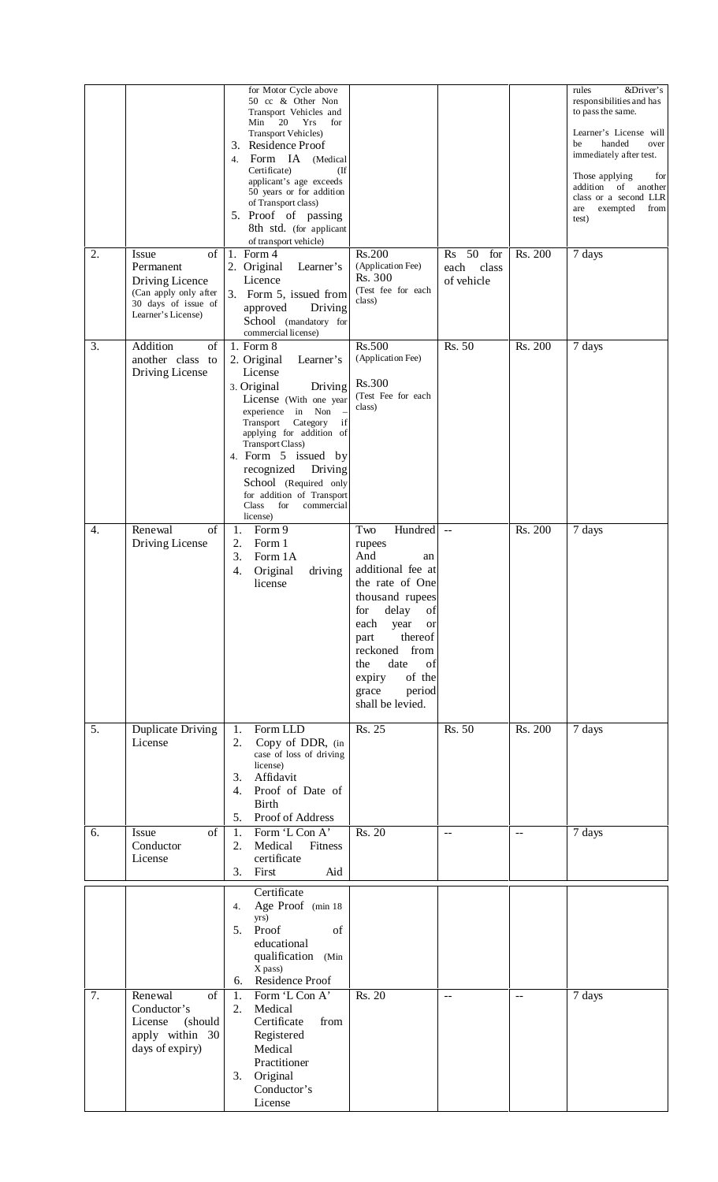| | | | | | | |
|---|---|---|---|---|---|---|
| | | for Motor Cycle above 50 cc & Other Non Transport Vehicles and Min 20 Yrs for Transport Vehicles)<br>3. Residence Proof<br>4. Form IA (Medical Certificate) (If applicant's age exceeds 50 years or for addition of Transport class)<br>5. Proof of passing 8th std. (for applicant of transport vehicle) | | | | rules &Driver's responsibilities and has to pass the same.<br><br>Learner's License will be handed over immediately after test.<br><br>Those applying for addition of another class or a second LLR are exempted from test) |
| 2. | Issue of Permanent Driving Licence (Can apply only after 30 days of issue of Learner's License) | 1. Form 4<br>2. Original Learner's Licence<br>3. Form 5, issued from approved Driving School (mandatory for commercial license) | Rs.200 (Application Fee)<br>Rs. 300 (Test fee for each class) | Rs 50 for each class of vehicle | Rs. 200 | 7 days |
| 3. | Addition of another class to Driving License | 1. Form 8<br>2. Original Learner's License<br>3. Original Driving License (With one year experience in Non – Transport Category if applying for addition of Transport Class)<br>4. Form 5 issued by recognized Driving School (Required only for addition of Transport Class for commercial license) | Rs.500 (Application Fee)<br><br>Rs.300 (Test Fee for each class) | Rs. 50 | Rs. 200 | 7 days |
| 4. | Renewal of Driving License | 1. Form 9<br>2. Form 1<br>3. Form 1A<br>4. Original driving license | Two Hundred rupees And an additional fee at the rate of One thousand rupees for delay of each year or part thereof reckoned from the date of expiry of the grace period shall be levied. | -- | Rs. 200 | 7 days |
| 5. | Duplicate Driving License | 1. Form LLD<br>2. Copy of DDR, (in case of loss of driving license)<br>3. Affidavit<br>4. Proof of Date of Birth<br>5. Proof of Address | Rs. 25 | Rs. 50 | Rs. 200 | 7 days |
| 6. | Issue of Conductor License | 1. Form 'L Con A'<br>2. Medical Fitness certificate<br>3. First Aid Certificate<br>4. Age Proof (min 18 yrs)<br>5. Proof of educational qualification (Min X pass)<br>6. Residence Proof | Rs. 20 | -- | -- | 7 days |
| 7. | Renewal of Conductor's License (should apply within 30 days of expiry) | 1. Form 'L Con A'<br>2. Medical Certificate from Registered Medical Practitioner<br>3. Original Conductor's License | Rs. 20 | -- | -- | 7 days |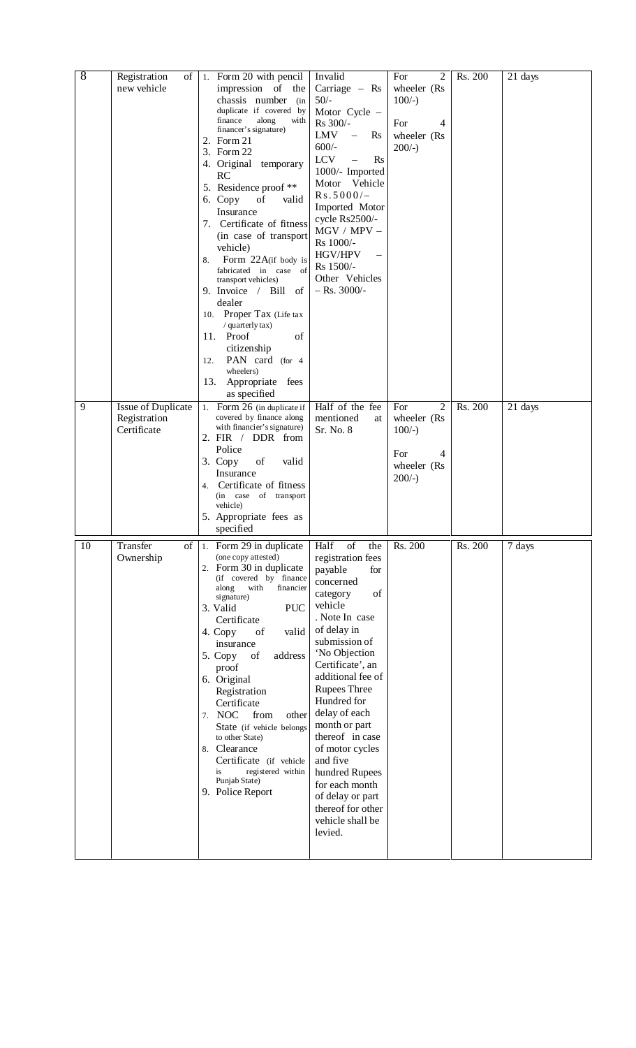| | | | | | | |
|---|---|---|---|---|---|---|
| 8 | Registration of new vehicle | 1. Form 20 with pencil impression of the chassis number (in duplicate if covered by finance along with financer's signature)<br>2. Form 21<br>3. Form 22<br>4. Original temporary RC<br>5. Residence proof **<br>6. Copy of valid Insurance<br>7. Certificate of fitness (in case of transport vehicle)<br>8. Form 22A(if body is fabricated in case of transport vehicles)<br>9. Invoice / Bill of dealer<br>10. Proper Tax (Life tax / quarterly tax)<br>11. Proof of citizenship<br>12. PAN card (for 4 wheelers)<br>13. Appropriate fees as specified | Invalid Carriage – Rs 50/-<br>Motor Cycle – Rs 300/-<br>LMV – Rs 600/-<br>LCV – Rs 1000/- Imported Motor Vehicle Rs.5000/–<br>Imported Motor cycle Rs2500/-<br>MGV / MPV – Rs 1000/-<br>HGV/HPV – Rs 1500/-<br>Other Vehicles – Rs. 3000/- | For 2 wheeler (Rs 100/-)<br>For 4 wheeler (Rs 200/-) | Rs. 200 | 21 days |
| 9 | Issue of Duplicate Registration Certificate | 1. Form 26 (in duplicate if covered by finance along with financier's signature)<br>2. FIR / DDR from Police<br>3. Copy of valid Insurance<br>4. Certificate of fitness (in case of transport vehicle)<br>5. Appropriate fees as specified | Half of the fee mentioned at Sr. No. 8 | For 2 wheeler (Rs 100/-)<br>For 4 wheeler (Rs 200/-) | Rs. 200 | 21 days |
| 10 | Transfer of Ownership | 1. Form 29 in duplicate (one copy attested)<br>2. Form 30 in duplicate (if covered by finance along with financier signature)<br>3. Valid PUC Certificate<br>4. Copy of valid insurance<br>5. Copy of address proof<br>6. Original Registration Certificate<br>7. NOC from other State (if vehicle belongs to other State)<br>8. Clearance Certificate (if vehicle is registered within Punjab State)<br>9. Police Report | Half of the registration fees payable for concerned category of vehicle . Note In case of delay in submission of 'No Objection Certificate', an additional fee of Rupees Three Hundred for delay of each month or part thereof in case of motor cycles and five hundred Rupees for each month of delay or part thereof for other vehicle shall be levied. | Rs. 200 | Rs. 200 | 7 days |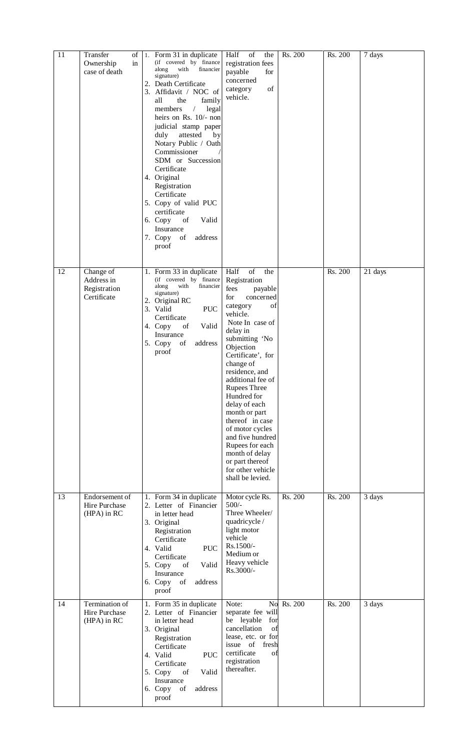| | | | | | | |
|---|---|---|---|---|---|---|
| 11 | Transfer of Ownership in case of death | 1. Form 31 in duplicate (if covered by finance along with financier signature)<br>2. Death Certificate<br>3. Affidavit / NOC of all the family members / legal heirs on Rs. 10/- non judicial stamp paper duly attested by Notary Public / Oath Commissioner / SDM or Succession Certificate<br>4. Original Registration Certificate<br>5. Copy of valid PUC certificate<br>6. Copy of Valid Insurance<br>7. Copy of address proof | Half of the registration fees payable for concerned category of vehicle. | Rs. 200 | Rs. 200 | 7 days |
| 12 | Change of Address in Registration Certificate | 1. Form 33 in duplicate (if covered by finance along with financier signature)<br>2. Original RC<br>3. Valid PUC Certificate<br>4. Copy of Valid Insurance<br>5. Copy of address proof | Half of the Registration fees payable for concerned category of vehicle.<br>Note In case of delay in submitting 'No Objection Certificate', for change of residence, and additional fee of Rupees Three Hundred for delay of each month or part thereof in case of motor cycles and five hundred Rupees for each month of delay or part thereof for other vehicle shall be levied. | | Rs. 200 | 21 days |
| 13 | Endorsement of Hire Purchase (HPA) in RC | 1. Form 34 in duplicate<br>2. Letter of Financier in letter head<br>3. Original Registration Certificate<br>4. Valid PUC Certificate<br>5. Copy of Valid Insurance<br>6. Copy of address proof | Motor cycle Rs. 500/-<br>Three Wheeler/ quadricycle / light motor vehicle Rs.1500/-<br>Medium or Heavy vehicle Rs.3000/- | Rs. 200 | Rs. 200 | 3 days |
| 14 | Termination of Hire Purchase (HPA) in RC | 1. Form 35 in duplicate<br>2. Letter of Financier in letter head<br>3. Original Registration Certificate<br>4. Valid PUC Certificate<br>5. Copy of Valid Insurance<br>6. Copy of address proof | Note: No separate fee will be leyable for cancellation of lease, etc. or for issue of fresh certificate of registration thereafter. | Rs. 200 | Rs. 200 | 3 days |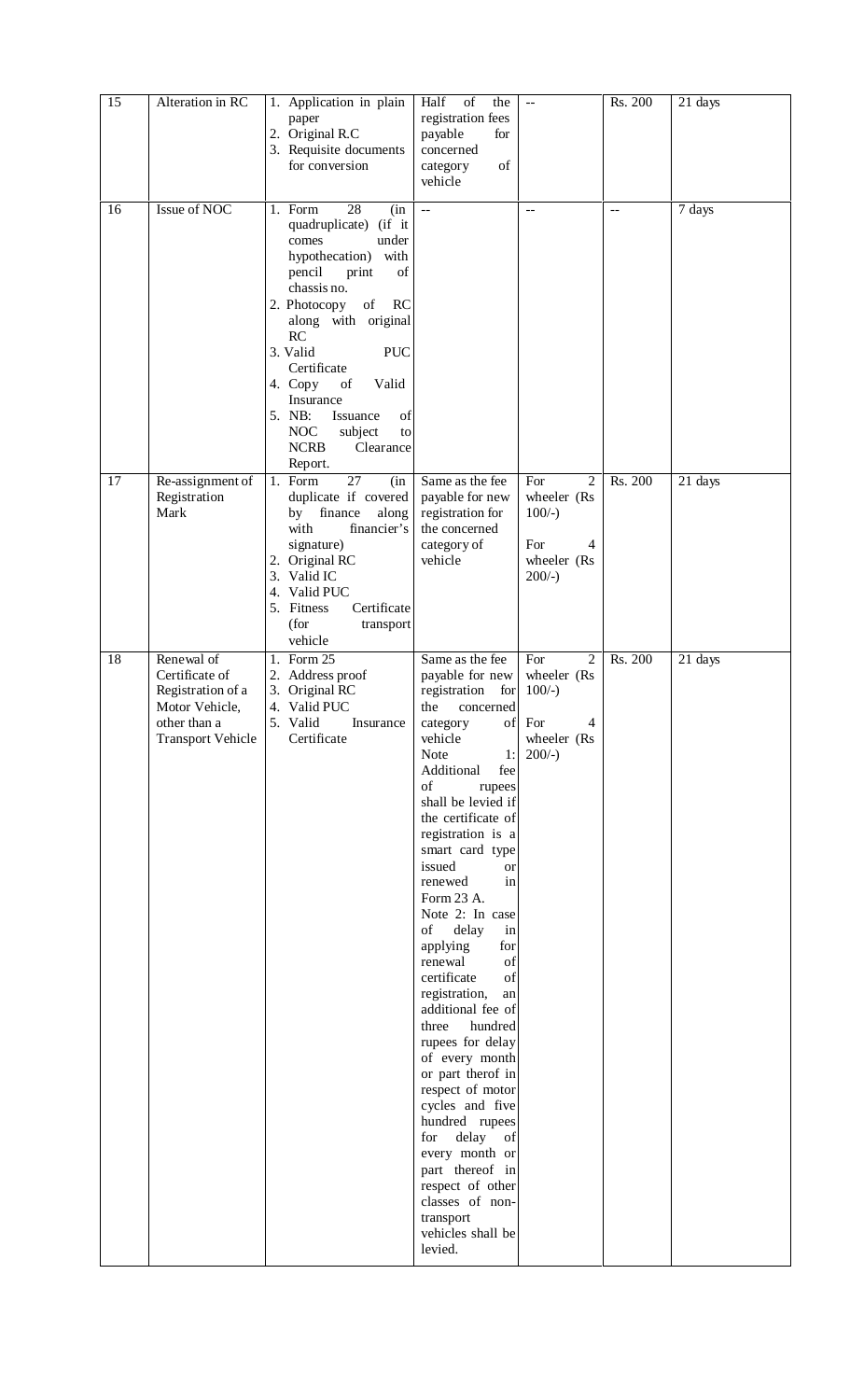| | | | | | |
|---|---|---|---|---|---|
| 15 | Alteration in RC | 1. Application in plain paper<br>2. Original R.C<br>3. Requisite documents for conversion | Half of the registration fees payable for concerned category of vehicle | -- | Rs. 200 | 21 days |
| 16 | Issue of NOC | 1. Form 28 (in quadruplicate) (if it comes under hypothecation) with pencil print of chassis no.<br>2. Photocopy of RC along with original RC<br>3. Valid PUC Certificate<br>4. Copy of Valid Insurance<br>5. NB: Issuance of NOC subject to NCRB Clearance Report. | -- | -- | -- | 7 days |
| 17 | Re-assignment of Registration Mark | 1. Form 27 (in duplicate if covered by finance along with financier's signature)<br>2. Original RC<br>3. Valid IC<br>4. Valid PUC<br>5. Fitness Certificate (for transport vehicle | Same as the fee payable for new registration for the concerned category of vehicle | For 2 wheeler (Rs 100/-)<br>For 4 wheeler (Rs 200/-) | Rs. 200 | 21 days |
| 18 | Renewal of Certificate of Registration of a Motor Vehicle, other than a Transport Vehicle | 1. Form 25<br>2. Address proof<br>3. Original RC<br>4. Valid PUC<br>5. Valid Insurance Certificate | Same as the fee payable for new registration for the concerned category vehicle<br>Note 1: Additional fee of rupees shall be levied if the certificate of registration is a smart card type issued or renewed in Form 23 A.<br>Note 2: In case of delay in applying for renewal of certificate of registration, an additional fee of three hundred rupees for delay of every month or part therof in respect of motor cycles and five hundred rupees for delay of every month or part thereof in respect of other classes of non-transport vehicles shall be levied. | For 2 wheeler (Rs 100/-)<br>For 4 wheeler (Rs 200/-) | Rs. 200 | 21 days |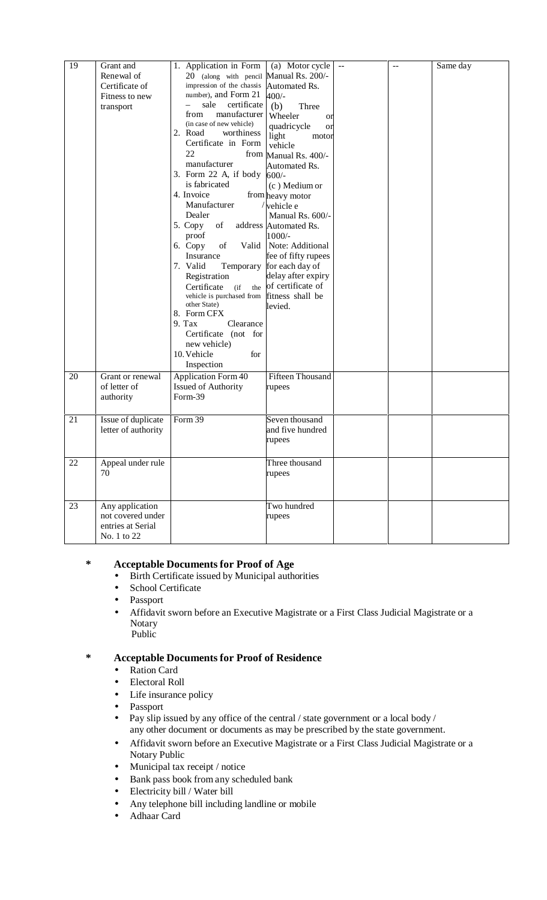| | | | | | | |
|---|---|---|---|---|---|---|
| 19 | Grant and Renewal of Certificate of Fitness to new transport | 1. Application in Form 20 (along with pencil impression of the chassis number), and Form 21 – sale certificate from manufacturer (in case of new vehicle)<br>2. Road worthiness Certificate in Form 22 from manufacturer<br>3. Form 22 A, if body is fabricated<br>4. Invoice from Manufacturer / Dealer<br>5. Copy of address proof<br>6. Copy of Valid Insurance<br>7. Valid Temporary Registration Certificate (if the vehicle is purchased from other State)<br>8. Form CFX<br>9. Tax Clearance Certificate (not for new vehicle)<br>10. Vehicle for Inspection | (a) Motor cycle Manual Rs. 200/- Automated Rs. 400/-<br>(b) Three Wheeler or quadricycle or light motor vehicle Manual Rs. 400/- Automated Rs. 600/-<br>(c ) Medium or heavy motor vehicle e Manual Rs. 600/- Automated Rs. 1000/-<br>Note: Additional fee of fifty rupees for each day of delay after expiry of certificate of fitness shall be levied. | -- | -- | Same day |
| 20 | Grant or renewal of letter of authority | Application Form 40<br>Issued of Authority Form-39 | Fifteen Thousand rupees | | | |
| 21 | Issue of duplicate letter of authority | Form 39 | Seven thousand and five hundred rupees | | | |
| 22 | Appeal under rule 70 | | Three thousand rupees | | | |
| 23 | Any application not covered under entries at Serial No. 1 to 22 | | Two hundred rupees | | | |

**\* Acceptable Documents for Proof of Age**

- Birth Certificate issued by Municipal authorities
- School Certificate
- Passport
- Affidavit sworn before an Executive Magistrate or a First Class Judicial Magistrate or a Notary Public

**\* Acceptable Documents for Proof of Residence**

- Ration Card
- Electoral Roll
- Life insurance policy
- Passport
- Pay slip issued by any office of the central / state government or a local body / any other document or documents as may be prescribed by the state government.
- Affidavit sworn before an Executive Magistrate or a First Class Judicial Magistrate or a Notary Public
- Municipal tax receipt / notice
- Bank pass book from any scheduled bank
- Electricity bill / Water bill
- Any telephone bill including landline or mobile
- Adhaar Card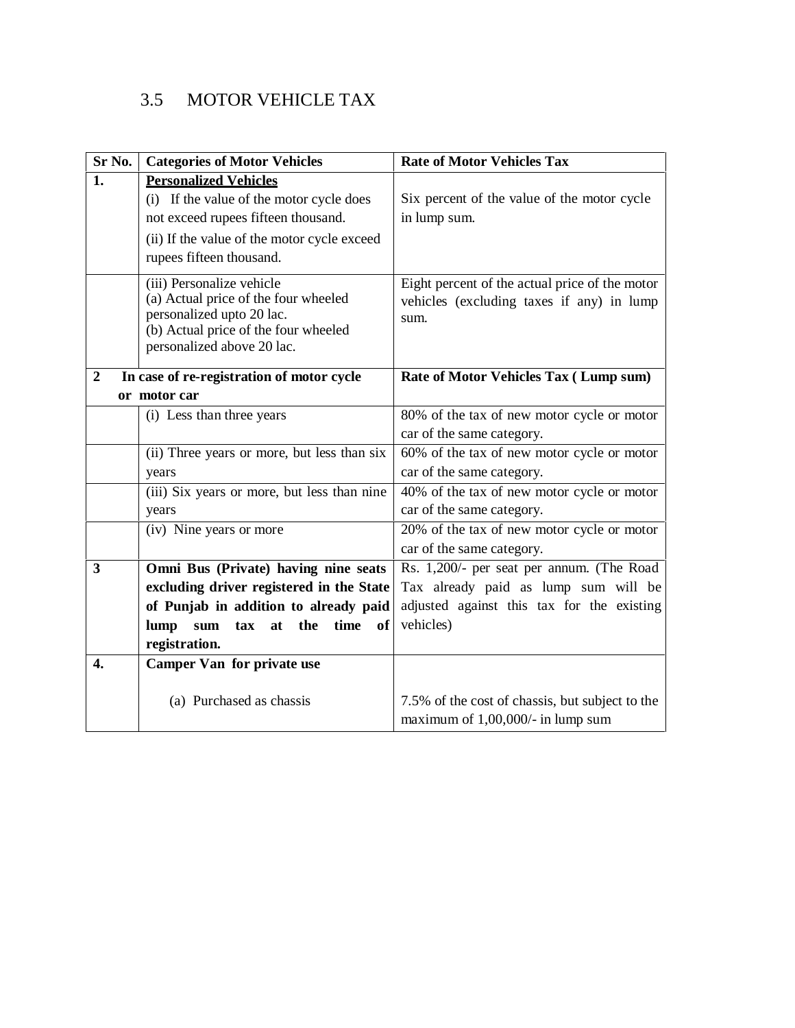## 3.5 MOTOR VEHICLE TAX

| Sr No. | Categories of Motor Vehicles | Rate of Motor Vehicles Tax |
|---|---|---|
| 1. | **Personalized Vehicles**<br>(i) If the value of the motor cycle does not exceed rupees fifteen thousand.<br>(ii) If the value of the motor cycle exceed rupees fifteen thousand. | Six percent of the value of the motor cycle in lump sum. |
| | (iii) Personalize vehicle<br>(a) Actual price of the four wheeled personalized upto 20 lac.<br>(b) Actual price of the four wheeled personalized above 20 lac. | Eight percent of the actual price of the motor vehicles (excluding taxes if any) in lump sum. |
| **2** | **In case of re-registration of motor cycle or motor car** | **Rate of Motor Vehicles Tax ( Lump sum)** |
| | (i) Less than three years | 80% of the tax of new motor cycle or motor car of the same category. |
| | (ii) Three years or more, but less than six years | 60% of the tax of new motor cycle or motor car of the same category. |
| | (iii) Six years or more, but less than nine years | 40% of the tax of new motor cycle or motor car of the same category. |
| | (iv) Nine years or more | 20% of the tax of new motor cycle or motor car of the same category. |
| **3** | **Omni Bus (Private) having nine seats excluding driver registered in the State of Punjab in addition to already paid lump sum tax at the time of registration.** | Rs. 1,200/- per seat per annum. (The Road Tax already paid as lump sum will be adjusted against this tax for the existing vehicles) |
| **4.** | **Camper Van for private use**<br>(a) Purchased as chassis | 7.5% of the cost of chassis, but subject to the maximum of 1,00,000/- in lump sum |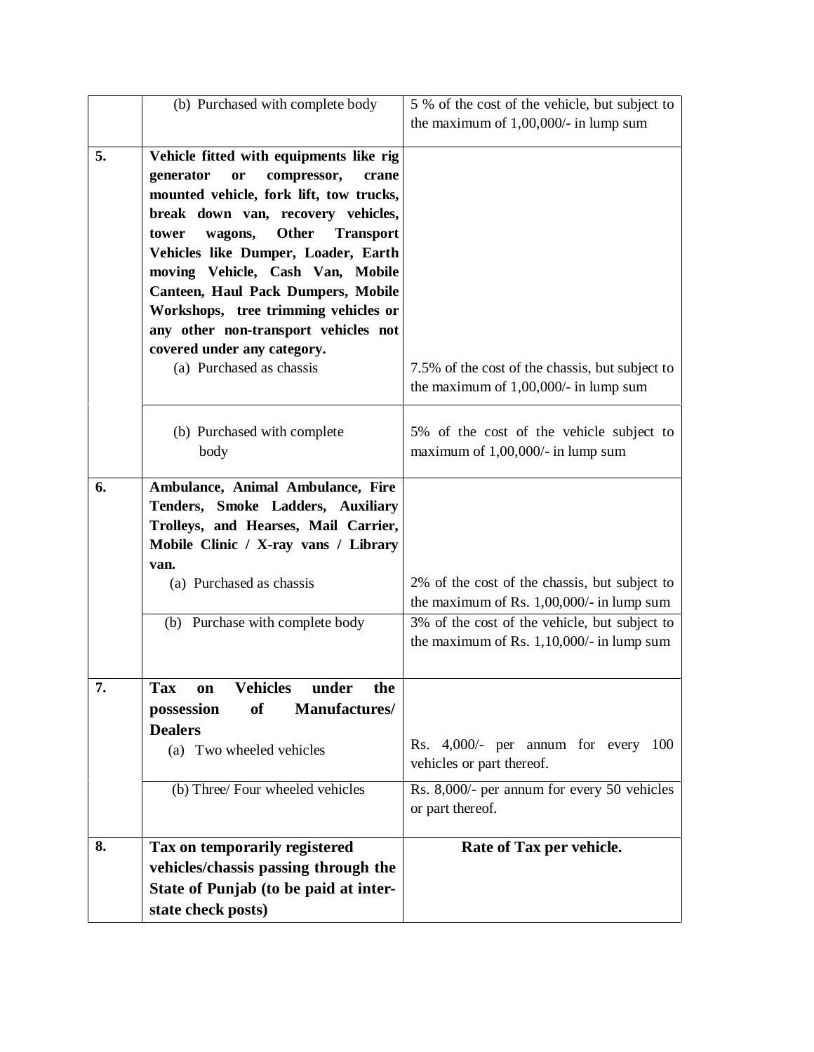| | | |
|---|---|---|
| | (b) Purchased with complete body | 5 % of the cost of the vehicle, but subject to the maximum of 1,00,000/- in lump sum |
| **5.** | **Vehicle fitted with equipments like rig generator or compressor, crane mounted vehicle, fork lift, tow trucks, break down van, recovery vehicles, tower wagons, Other Transport Vehicles like Dumper, Loader, Earth moving Vehicle, Cash Van, Mobile Canteen, Haul Pack Dumpers, Mobile Workshops, tree trimming vehicles or any other non-transport vehicles not covered under any category.** | |
| | (a) Purchased as chassis | 7.5% of the cost of the chassis, but subject to the maximum of 1,00,000/- in lump sum |
| | (b) Purchased with complete body | 5% of the cost of the vehicle subject to maximum of 1,00,000/- in lump sum |
| **6.** | **Ambulance, Animal Ambulance, Fire Tenders, Smoke Ladders, Auxiliary Trolleys, and Hearses, Mail Carrier, Mobile Clinic / X-ray vans / Library van.** | |
| | (a) Purchased as chassis | 2% of the cost of the chassis, but subject to the maximum of Rs. 1,00,000/- in lump sum |
| | (b) Purchase with complete body | 3% of the cost of the vehicle, but subject to the maximum of Rs. 1,10,000/- in lump sum |
| **7.** | **Tax on Vehicles under the possession of Manufactures/ Dealers** | |
| | (a) Two wheeled vehicles | Rs. 4,000/- per annum for every 100 vehicles or part thereof. |
| | (b) Three/ Four wheeled vehicles | Rs. 8,000/- per annum for every 50 vehicles or part thereof. |
| **8.** | **Tax on temporarily registered vehicles/chassis passing through the State of Punjab (to be paid at inter-state check posts)** | **Rate of Tax per vehicle.** |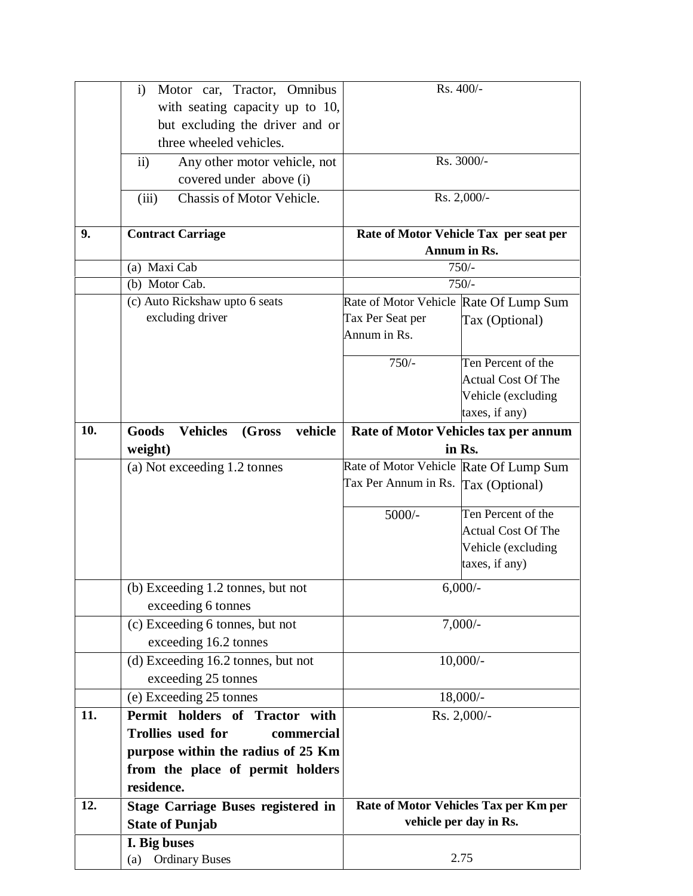| | | | |
|---|---|---|---|
| | i) Motor car, Tractor, Omnibus with seating capacity up to 10, but excluding the driver and or three wheeled vehicles. | Rs. 400/- | |
| | ii) Any other motor vehicle, not covered under above (i) | Rs. 3000/- | |
| | (iii) Chassis of Motor Vehicle. | Rs. 2,000/- | |
| **9.** | **Contract Carriage** | **Rate of Motor Vehicle Tax per seat per Annum in Rs.** | |
| | (a) Maxi Cab | 750/- | |
| | (b) Motor Cab. | 750/- | |
| | (c) Auto Rickshaw upto 6 seats excluding driver | Rate of Motor Vehicle Tax Per Seat per Annum in Rs. | Rate Of Lump Sum Tax (Optional) |
| | | 750/- | Ten Percent of the Actual Cost Of The Vehicle (excluding taxes, if any) |
| **10.** | **Goods Vehicles (Gross vehicle weight)** | **Rate of Motor Vehicles tax per annum in Rs.** | |
| | (a) Not exceeding 1.2 tonnes | Rate of Motor Vehicle Tax Per Annum in Rs. | Rate Of Lump Sum Tax (Optional) |
| | | 5000/- | Ten Percent of the Actual Cost Of The Vehicle (excluding taxes, if any) |
| | (b) Exceeding 1.2 tonnes, but not exceeding 6 tonnes | 6,000/- | |
| | (c) Exceeding 6 tonnes, but not exceeding 16.2 tonnes | 7,000/- | |
| | (d) Exceeding 16.2 tonnes, but not exceeding 25 tonnes | 10,000/- | |
| | (e) Exceeding 25 tonnes | 18,000/- | |
| **11.** | **Permit holders of Tractor with Trollies used for commercial purpose within the radius of 25 Km from the place of permit holders residence.** | Rs. 2,000/- | |
| **12.** | **Stage Carriage Buses registered in State of Punjab** | **Rate of Motor Vehicles Tax per Km per vehicle per day in Rs.** | |
| | **I. Big buses**<br>(a) Ordinary Buses | 2.75 | |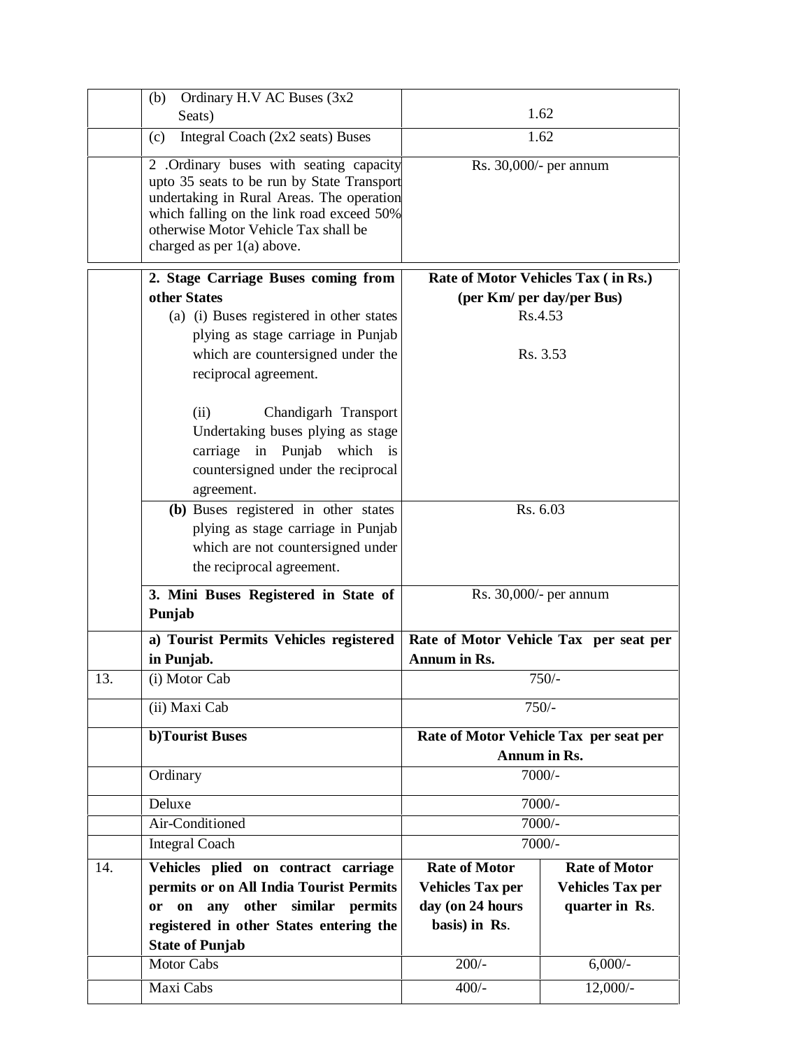| | | | |
|---|---|---|---|
| | (b) Ordinary H.V AC Buses (3x2 Seats) | 1.62 | |
| | (c) Integral Coach (2x2 seats) Buses | 1.62 | |
| | 2 .Ordinary buses with seating capacity upto 35 seats to be run by State Transport undertaking in Rural Areas. The operation which falling on the link road exceed 50% otherwise Motor Vehicle Tax shall be charged as per 1(a) above. | Rs. 30,000/- per annum | |
| | **2. Stage Carriage Buses coming from other States** | **Rate of Motor Vehicles Tax ( in Rs.) (per Km/ per day/per Bus)** | |
| | (a) (i) Buses registered in other states plying as stage carriage in Punjab which are countersigned under the reciprocal agreement. | Rs.4.53 | |
| | (ii) Chandigarh Transport Undertaking buses plying as stage carriage in Punjab which is countersigned under the reciprocal agreement. | Rs. 3.53 | |
| | **(b)** Buses registered in other states plying as stage carriage in Punjab which are not countersigned under the reciprocal agreement. | Rs. 6.03 | |
| | **3. Mini Buses Registered in State of Punjab** | Rs. 30,000/- per annum | |
| | **a) Tourist Permits Vehicles registered in Punjab.** | **Rate of Motor Vehicle Tax per seat per Annum in Rs.** | |
| 13. | (i) Motor Cab | 750/- | |
| | (ii) Maxi Cab | 750/- | |
| | **b)Tourist Buses** | **Rate of Motor Vehicle Tax per seat per Annum in Rs.** | |
| | Ordinary | 7000/- | |
| | Deluxe | 7000/- | |
| | Air-Conditioned | 7000/- | |
| | Integral Coach | 7000/- | |
| 14. | **Vehicles plied on contract carriage permits or on All India Tourist Permits or on any other similar permits registered in other States entering the State of Punjab** | **Rate of Motor Vehicles Tax per day (on 24 hours basis) in Rs.** | **Rate of Motor Vehicles Tax per quarter in Rs.** |
| | Motor Cabs | 200/- | 6,000/- |
| | Maxi Cabs | 400/- | 12,000/- |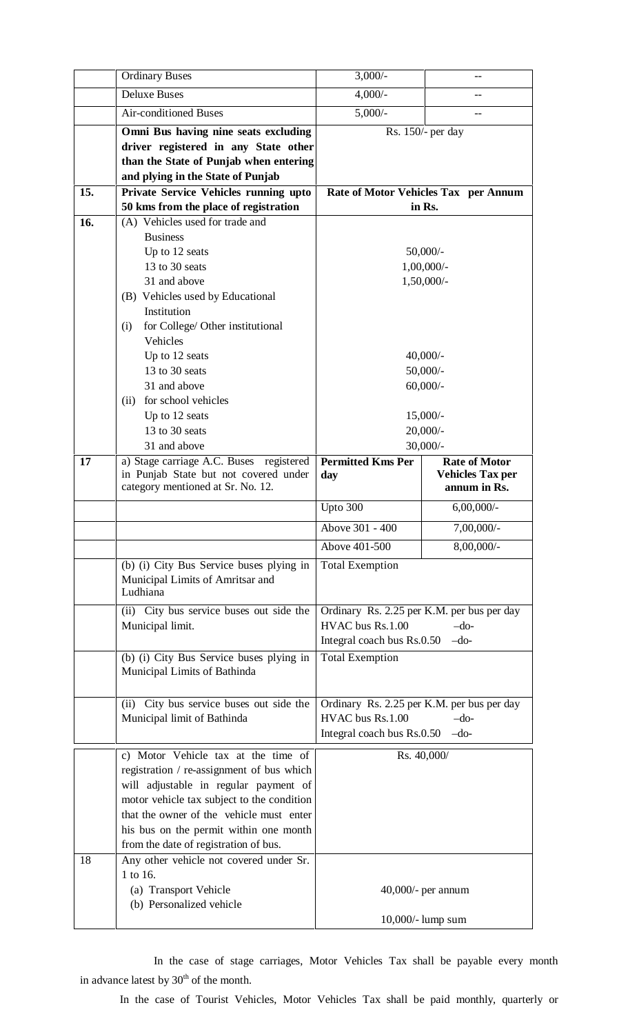| | | | |
|---|---|---|---|
| | Ordinary Buses | 3,000/- | -- |
| | Deluxe Buses | 4,000/- | -- |
| | Air-conditioned Buses | 5,000/- | -- |
| | **Omni Bus having nine seats excluding driver registered in any State other than the State of Punjab when entering and plying in the State of Punjab** | Rs. 150/- per day | |
| **15.** | **Private Service Vehicles running upto 50 kms from the place of registration** | **Rate of Motor Vehicles Tax per Annum in Rs.** | |
| **16.** | (A) Vehicles used for trade and Business<br>Up to 12 seats<br>13 to 30 seats<br>31 and above<br>(B) Vehicles used by Educational Institution<br>(i) for College/ Other institutional Vehicles<br>Up to 12 seats<br>13 to 30 seats<br>31 and above<br>(ii) for school vehicles<br>Up to 12 seats<br>13 to 30 seats<br>31 and above | <br><br>50,000/-<br>1,00,000/-<br>1,50,000/-<br><br><br><br><br>40,000/-<br>50,000/-<br>60,000/-<br><br>15,000/-<br>20,000/-<br>30,000/- | |
| 17 | a) Stage carriage A.C. Buses registered in Punjab State but not covered under category mentioned at Sr. No. 12. | **Permitted Kms Per day** | **Rate of Motor Vehicles Tax per annum in Rs.** |
| | | Upto 300 | 6,00,000/- |
| | | Above 301 - 400 | 7,00,000/- |
| | | Above 401-500 | 8,00,000/- |
| | (b) (i) City Bus Service buses plying in Municipal Limits of Amritsar and Ludhiana | Total Exemption | |
| | (ii) City bus service buses out side the Municipal limit. | Ordinary Rs. 2.25 per K.M. per bus per day<br>HVAC bus Rs.1.00 –do-<br>Integral coach bus Rs.0.50 –do- | |
| | (b) (i) City Bus Service buses plying in Municipal Limits of Bathinda | Total Exemption | |
| | (ii) City bus service buses out side the Municipal limit of Bathinda | Ordinary Rs. 2.25 per K.M. per bus per day<br>HVAC bus Rs.1.00 –do-<br>Integral coach bus Rs.0.50 –do- | |
| | c) Motor Vehicle tax at the time of registration / re-assignment of bus which will adjustable in regular payment of motor vehicle tax subject to the condition that the owner of the vehicle must enter his bus on the permit within one month from the date of registration of bus. | Rs. 40,000/ | |
| 18 | Any other vehicle not covered under Sr. 1 to 16.<br>(a) Transport Vehicle<br>(b) Personalized vehicle | <br><br>40,000/- per annum<br><br>10,000/- lump sum | |

In the case of stage carriages, Motor Vehicles Tax shall be payable every month in advance latest by 30th of the month.

In the case of Tourist Vehicles, Motor Vehicles Tax shall be paid monthly, quarterly or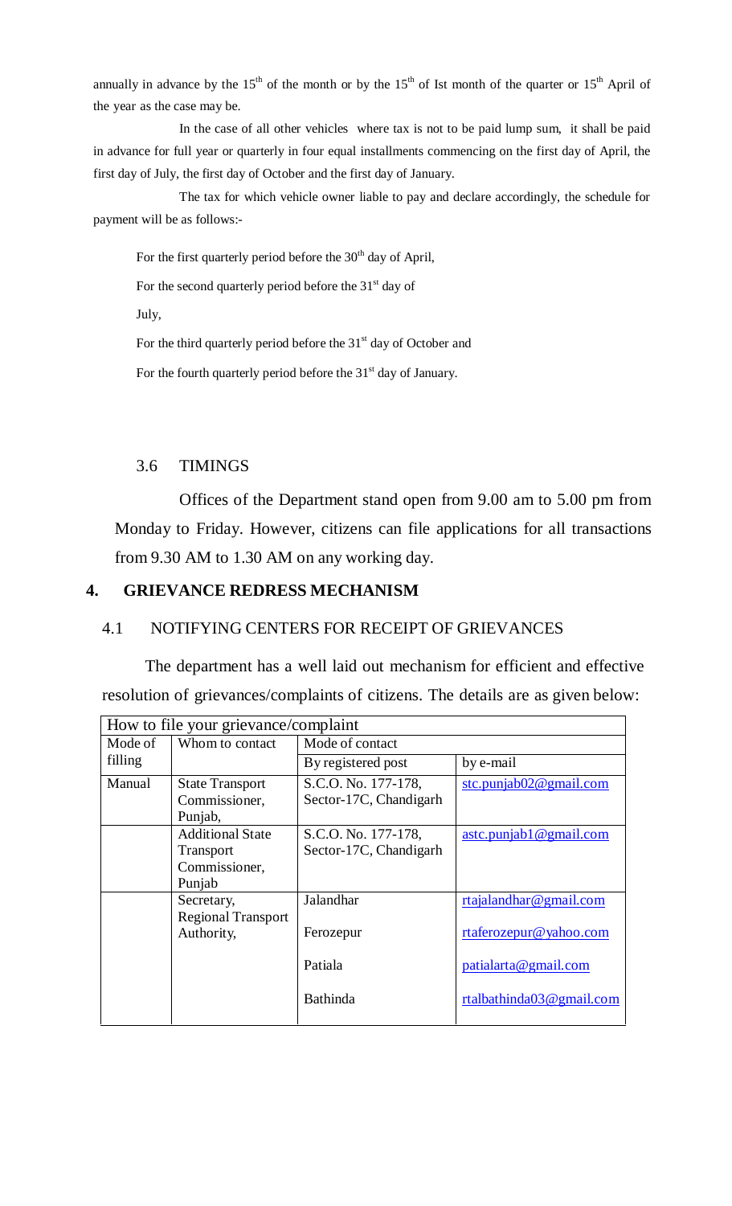annually in advance by the 15th of the month or by the 15th of Ist month of the quarter or 15th April of the year as the case may be.

In the case of all other vehicles where tax is not to be paid lump sum, it shall be paid in advance for full year or quarterly in four equal installments commencing on the first day of April, the first day of July, the first day of October and the first day of January.

The tax for which vehicle owner liable to pay and declare accordingly, the schedule for payment will be as follows:-

For the first quarterly period before the 30th day of April,

For the second quarterly period before the 31st day of

July,

For the third quarterly period before the 31st day of October and

For the fourth quarterly period before the 31st day of January.

### 3.6 TIMINGS

Offices of the Department stand open from 9.00 am to 5.00 pm from Monday to Friday. However, citizens can file applications for all transactions from 9.30 AM to 1.30 AM on any working day.

## 4. GRIEVANCE REDRESS MECHANISM

### 4.1 NOTIFYING CENTERS FOR RECEIPT OF GRIEVANCES

The department has a well laid out mechanism for efficient and effective resolution of grievances/complaints of citizens. The details are as given below:

| How to file your grievance/complaint | | | |
|---|---|---|---|
| Mode of filling | Whom to contact | Mode of contact | |
| | | By registered post | by e-mail |
| Manual | State Transport Commissioner, Punjab, | S.C.O. No. 177-178, Sector-17C, Chandigarh | stc.punjab02@gmail.com |
| | Additional State Transport Commissioner, Punjab | S.C.O. No. 177-178, Sector-17C, Chandigarh | astc.punjab1@gmail.com |
| | Secretary, Regional Transport Authority, | Jalandhar | rtajalandhar@gmail.com |
| | | Ferozepur | rtaferozepur@yahoo.com |
| | | Patiala | patialarta@gmail.com |
| | | Bathinda | rtalbathinda03@gmail.com |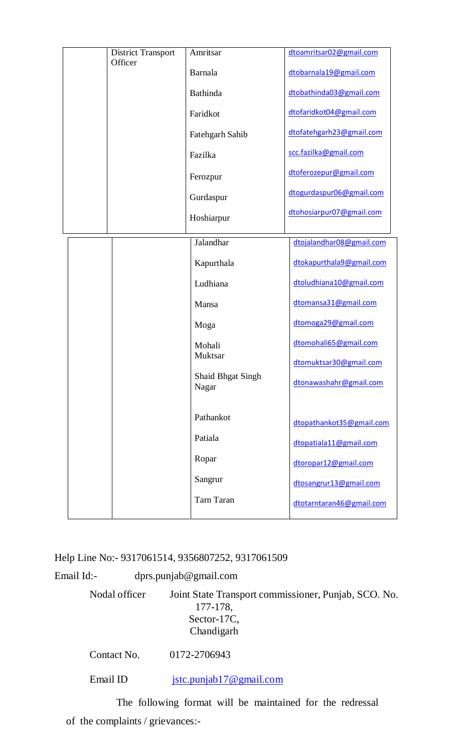| | | | |
|---|---|---|---|
| | District Transport Officer | Amritsar | dtoamritsar02@gmail.com |
| | | Barnala | dtobarnala19@gmail.com |
| | | Bathinda | dtobathinda03@gmail.com |
| | | Faridkot | dtofaridkot04@gmail.com |
| | | Fatehgarh Sahib | dtofatehgarh23@gmail.com |
| | | Fazilka | scc.fazilka@gmail.com |
| | | Ferozpur | dtoferozepur@gmail.com |
| | | Gurdaspur | dtogurdaspur06@gmail.com |
| | | Hoshiarpur | dtohosiarpur07@gmail.com |
| | | Jalandhar | dtojalandhar08@gmail.com |
| | | Kapurthala | dtokapurthala9@gmail.com |
| | | Ludhiana | dtoludhiana10@gmail.com |
| | | Mansa | dtomansa31@gmail.com |
| | | Moga | dtomoga29@gmail.com |
| | | Mohali | dtomohali65@gmail.com |
| | | Muktsar | dtomuktsar30@gmail.com |
| | | Shaid Bhgat Singh Nagar | dtonawashahr@gmail.com |
| | | Pathankot | dtopathankot35@gmail.com |
| | | Patiala | dtopatiala11@gmail.com |
| | | Ropar | dtoropar12@gmail.com |
| | | Sangrur | dtosangrur13@gmail.com |
| | | Tarn Taran | dtotarntaran46@gmail.com |

Help Line No:- 9317061514, 9356807252, 9317061509

Email Id:- dprs.punjab@gmail.com

Nodal officer: Joint State Transport commissioner, Punjab, SCO. No. 177-178, Sector-17C, Chandigarh

Contact No. 0172-2706943

Email ID jstc.punjab17@gmail.com

The following format will be maintained for the redressal of the complaints / grievances:-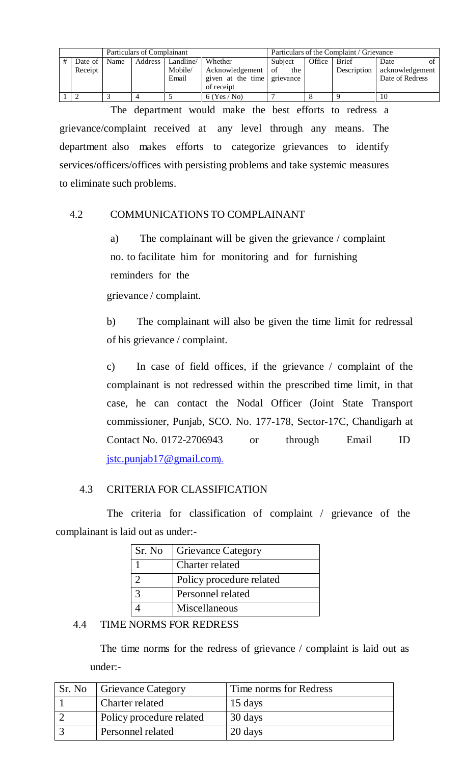| | | Particulars of Complainant | | | | Particulars of the Complaint / Grievance | | | |
|---|---|---|---|---|---|---|---|---|---|
| # | Date of Receipt | Name | Address | Landline/ Mobile/ Email | Whether Acknowledgement given at the time of receipt | Subject of the grievance | Office | Brief Description | Date of acknowledgement Date of Redress |
| 1 | 2 | 3 | 4 | 5 | 6 (Yes / No) | 7 | 8 | 9 | 10 |

The department would make the best efforts to redress a grievance/complaint received at any level through any means. The department also makes efforts to categorize grievances to identify services/officers/offices with persisting problems and take systemic measures to eliminate such problems.

## 4.2 COMMUNICATIONS TO COMPLAINANT

a) The complainant will be given the grievance / complaint no. to facilitate him for monitoring and for furnishing reminders for the grievance / complaint.

b) The complainant will also be given the time limit for redressal of his grievance / complaint.

c) In case of field offices, if the grievance / complaint of the complainant is not redressed within the prescribed time limit, in that case, he can contact the Nodal Officer (Joint State Transport commissioner, Punjab, SCO. No. 177-178, Sector-17C, Chandigarh at Contact No. 0172-2706943 or through Email ID jstc.punjab17@gmail.com).

## 4.3 CRITERIA FOR CLASSIFICATION

The criteria for classification of complaint / grievance of the complainant is laid out as under:-

| Sr. No | Grievance Category |
|---|---|
| 1 | Charter related |
| 2 | Policy procedure related |
| 3 | Personnel related |
| 4 | Miscellaneous |

## 4.4 TIME NORMS FOR REDRESS

The time norms for the redress of grievance / complaint is laid out as under:-

| Sr. No | Grievance Category | Time norms for Redress |
|---|---|---|
| 1 | Charter related | 15 days |
| 2 | Policy procedure related | 30 days |
| 3 | Personnel related | 20 days |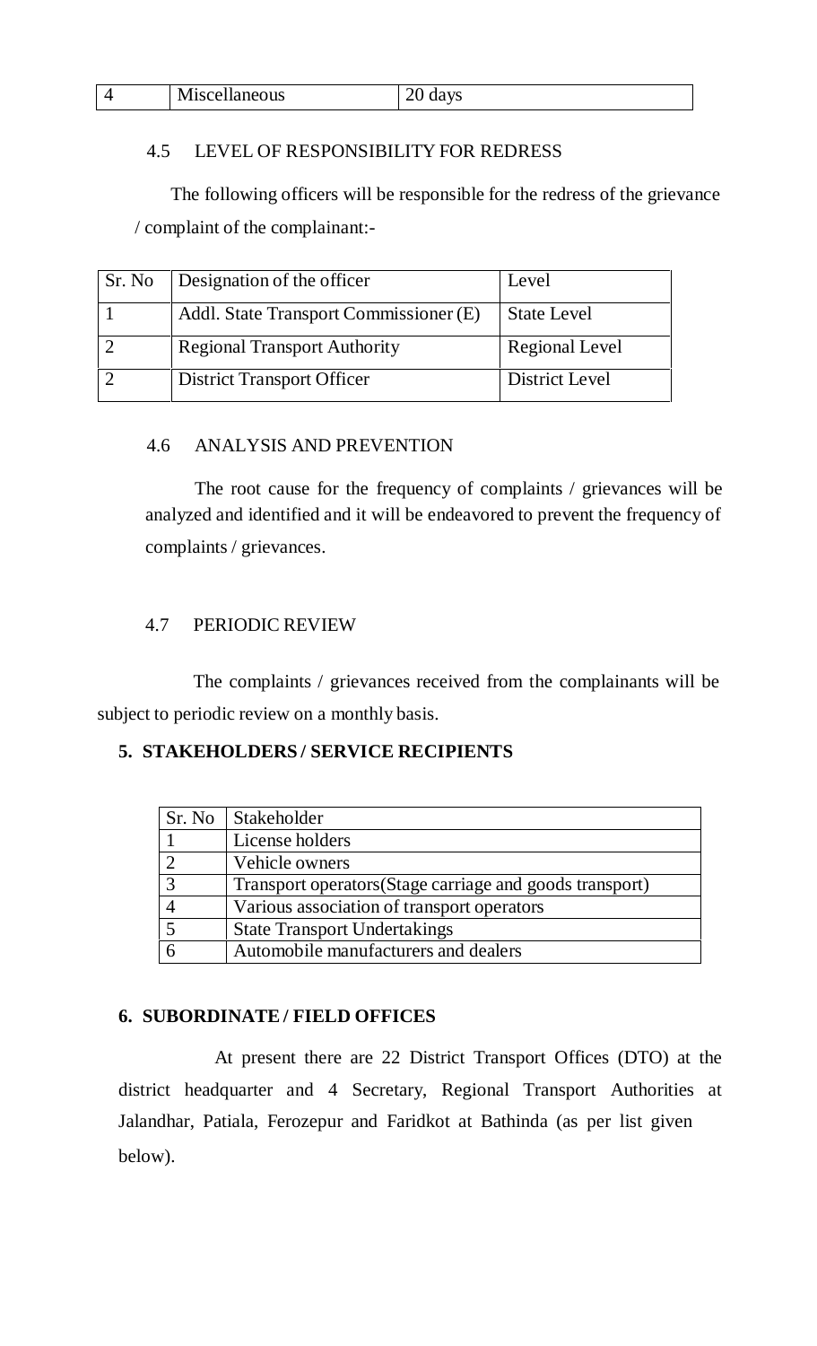| | | |
|---|---|---|
| 4 | Miscellaneous | 20 days |

### 4.5 LEVEL OF RESPONSIBILITY FOR REDRESS

The following officers will be responsible for the redress of the grievance / complaint of the complainant:-

| Sr. No | Designation of the officer | Level |
|---|---|---|
| 1 | Addl. State Transport Commissioner (E) | State Level |
| 2 | Regional Transport Authority | Regional Level |
| 2 | District Transport Officer | District Level |

### 4.6 ANALYSIS AND PREVENTION

The root cause for the frequency of complaints / grievances will be analyzed and identified and it will be endeavored to prevent the frequency of complaints / grievances.

### 4.7 PERIODIC REVIEW

The complaints / grievances received from the complainants will be subject to periodic review on a monthly basis.

## 5. STAKEHOLDERS / SERVICE RECIPIENTS

| Sr. No | Stakeholder |
|---|---|
| 1 | License holders |
| 2 | Vehicle owners |
| 3 | Transport operators(Stage carriage and goods transport) |
| 4 | Various association of transport operators |
| 5 | State Transport Undertakings |
| 6 | Automobile manufacturers and dealers |

## 6. SUBORDINATE / FIELD OFFICES

At present there are 22 District Transport Offices (DTO) at the district headquarter and 4 Secretary, Regional Transport Authorities at Jalandhar, Patiala, Ferozepur and Faridkot at Bathinda (as per list given below).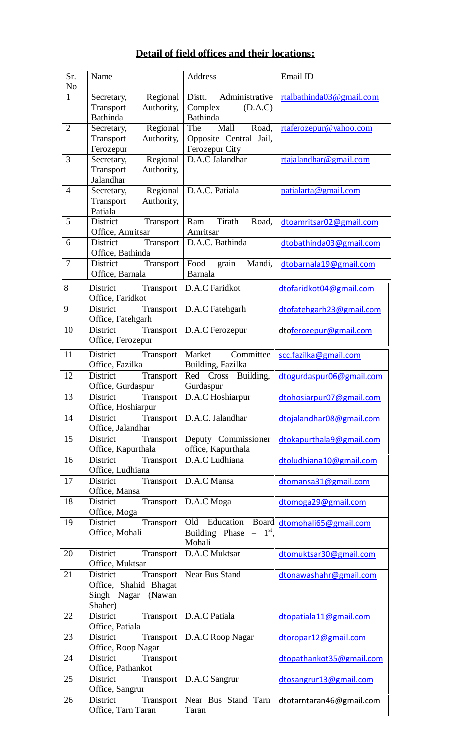**Detail of field offices and their locations:**

| Sr. No | Name | Address | Email ID |
|---|---|---|---|
| 1 | Secretary, Regional Transport Authority, Bathinda | Distt. Administrative Complex (D.A.C) Bathinda | rtalbathinda03@gmail.com |
| 2 | Secretary, Regional Transport Authority, Ferozepur | The Mall Road, Opposite Central Jail, Ferozepur City | rtaferozepur@yahoo.com |
| 3 | Secretary, Regional Transport Authority, Jalandhar | D.A.C Jalandhar | rtajalandhar@gmail.com |
| 4 | Secretary, Regional Transport Authority, Patiala | D.A.C. Patiala | patialarta@gmail.com |
| 5 | District Transport Office, Amritsar | Ram Tirath Road, Amritsar | dtoamritsar02@gmail.com |
| 6 | District Transport Office, Bathinda | D.A.C. Bathinda | dtobathinda03@gmail.com |
| 7 | District Transport Office, Barnala | Food grain Mandi, Barnala | dtobarnala19@gmail.com |
| 8 | District Transport Office, Faridkot | D.A.C Faridkot | dtofaridkot04@gmail.com |
| 9 | District Transport Office, Fatehgarh | D.A.C Fatehgarh | dtofatehgarh23@gmail.com |
| 10 | District Transport Office, Ferozepur | D.A.C Ferozepur | dtoferozepur@gmail.com |
| 11 | District Transport Office, Fazilka | Market Committee Building, Fazilka | scc.fazilka@gmail.com |
| 12 | District Transport Office, Gurdaspur | Red Cross Building, Gurdaspur | dtogurdaspur06@gmail.com |
| 13 | District Transport Office, Hoshiarpur | D.A.C Hoshiarpur | dtohosiarpur07@gmail.com |
| 14 | District Transport Office, Jalandhar | D.A.C. Jalandhar | dtojalandhar08@gmail.com |
| 15 | District Transport Office, Kapurthala | Deputy Commissioner office, Kapurthala | dtokapurthala9@gmail.com |
| 16 | District Transport Office, Ludhiana | D.A.C Ludhiana | dtoludhiana10@gmail.com |
| 17 | District Transport Office, Mansa | D.A.C Mansa | dtomansa31@gmail.com |
| 18 | District Transport Office, Moga | D.A.C Moga | dtomoga29@gmail.com |
| 19 | District Transport Office, Mohali | Old Education Board Building Phase – 1st, Mohali | dtomohali65@gmail.com |
| 20 | District Transport Office, Muktsar | D.A.C Muktsar | dtomuktsar30@gmail.com |
| 21 | District Transport Office, Shahid Bhagat Singh Nagar (Nawan Shaher) | Near Bus Stand | dtonawashahr@gmail.com |
| 22 | District Transport Office, Patiala | D.A.C Patiala | dtopatiala11@gmail.com |
| 23 | District Transport Office, Roop Nagar | D.A.C Roop Nagar | dtoropar12@gmail.com |
| 24 | District Transport Office, Pathankot | | dtopathankot35@gmail.com |
| 25 | District Transport Office, Sangrur | D.A.C Sangrur | dtosangrur13@gmail.com |
| 26 | District Transport Office, Tarn Taran | Near Bus Stand Tarn Taran | dtotarntaran46@gmail.com |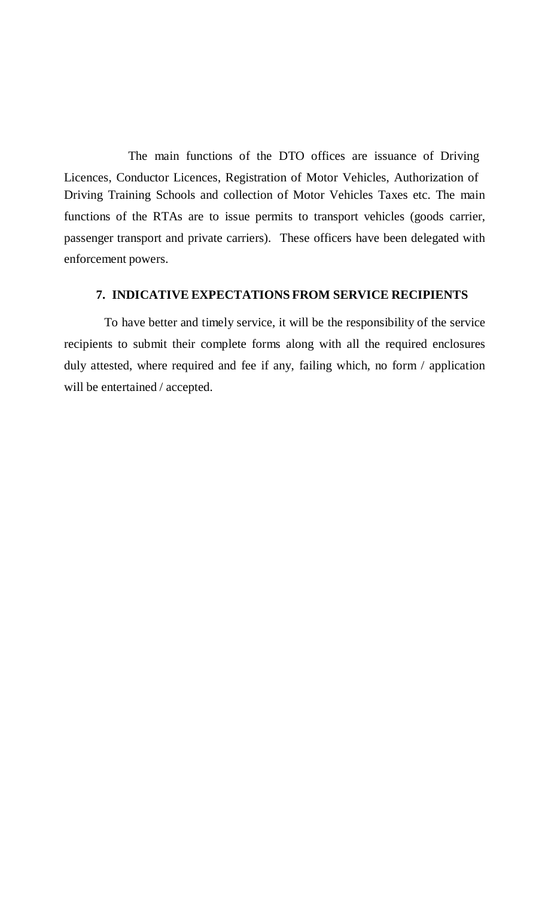The main functions of the DTO offices are issuance of Driving Licences, Conductor Licences, Registration of Motor Vehicles, Authorization of Driving Training Schools and collection of Motor Vehicles Taxes etc. The main functions of the RTAs are to issue permits to transport vehicles (goods carrier, passenger transport and private carriers). These officers have been delegated with enforcement powers.

## 7. INDICATIVE EXPECTATIONS FROM SERVICE RECIPIENTS

To have better and timely service, it will be the responsibility of the service recipients to submit their complete forms along with all the required enclosures duly attested, where required and fee if any, failing which, no form / application will be entertained / accepted.